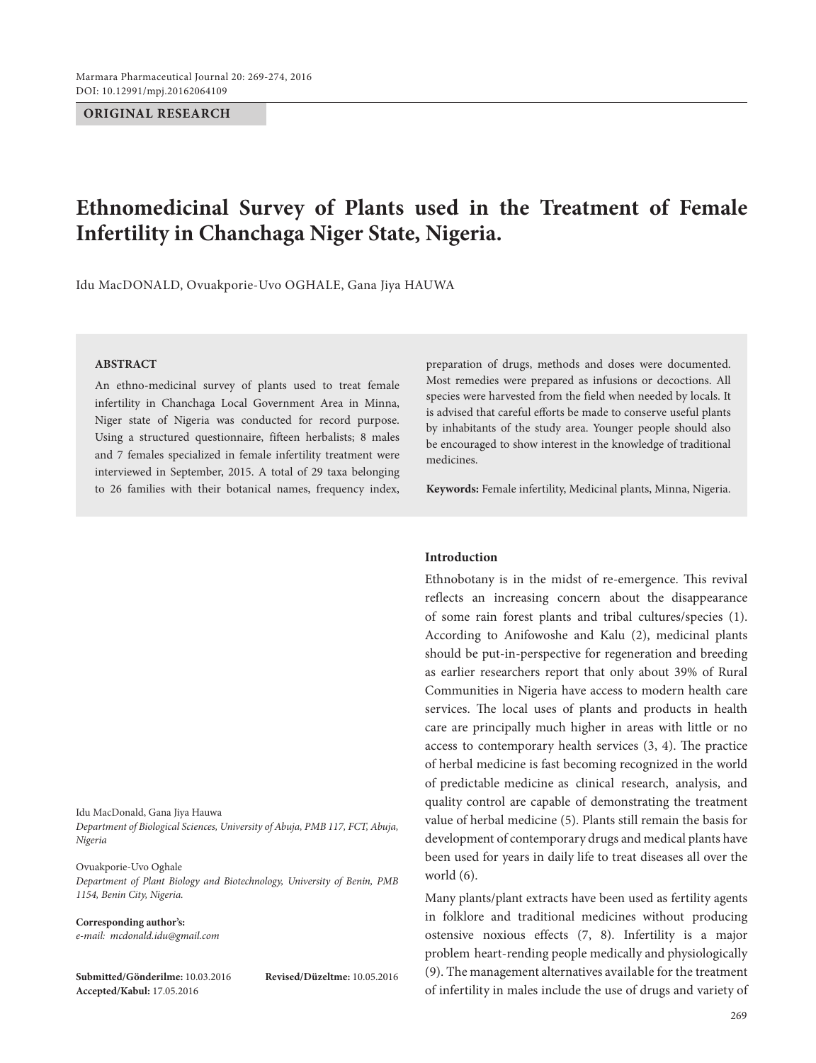ORIGINAL RESEARCH

# Ethnomedicinal Survey of Plants used in the Treatment of Female Infertility in Chanchaga Niger State, Nigeria.

Idu MacDONALD, Ovuakporie-Uvo OGHALE, Gana Jiya HAUWA

## ABSTRACT

An ethno-medicinal survey of plants used to treat female infertility in Chanchaga Local Government Area in Minna, Niger state of Nigeria was conducted for record purpose. Using a structured questionnaire, fifteen herbalists; 8 males and 7 females specialized in female infertility treatment were interviewed in September, 2015. A total of 29 taxa belonging to 26 families with their botanical names, frequency index, preparation of drugs, methods and doses were documented. Most remedies were prepared as infusions or decoctions. All species were harvested from the field when needed by locals. It is advised that careful efforts be made to conserve useful plants by inhabitants of the study area. Younger people should also be encouraged to show interest in the knowledge of traditional medicines.

**Keywords:** Female infertility, Medicinal plants, Minna, Nigeria.

Idu MacDonald, Gana Jiya Hauwa
*Department of Biological Sciences, University of Abuja, PMB 117, FCT, Abuja, Nigeria*

Ovuakporie-Uvo Oghale
*Department of Plant Biology and Biotechnology, University of Benin, PMB 1154, Benin City, Nigeria.*

**Corresponding author's:**
*e-mail: mcdonald.idu@gmail.com*

**Submitted/Gönderilme:** 10.03.2016 **Revised/Düzeltme:** 10.05.2016
**Accepted/Kabul:** 17.05.2016

## Introduction

Ethnobotany is in the midst of re-emergence. This revival reflects an increasing concern about the disappearance of some rain forest plants and tribal cultures/species (1). According to Anifowoshe and Kalu (2), medicinal plants should be put-in-perspective for regeneration and breeding as earlier researchers report that only about 39% of Rural Communities in Nigeria have access to modern health care services. The local uses of plants and products in health care are principally much higher in areas with little or no access to contemporary health services (3, 4). The practice of herbal medicine is fast becoming recognized in the world of predictable medicine as clinical research, analysis, and quality control are capable of demonstrating the treatment value of herbal medicine (5). Plants still remain the basis for development of contemporary drugs and medical plants have been used for years in daily life to treat diseases all over the world (6).

Many plants/plant extracts have been used as fertility agents in folklore and traditional medicines without producing ostensive noxious effects (7, 8). Infertility is a major problem heart-rending people medically and physiologically (9). The management alternatives available for the treatment of infertility in males include the use of drugs and variety of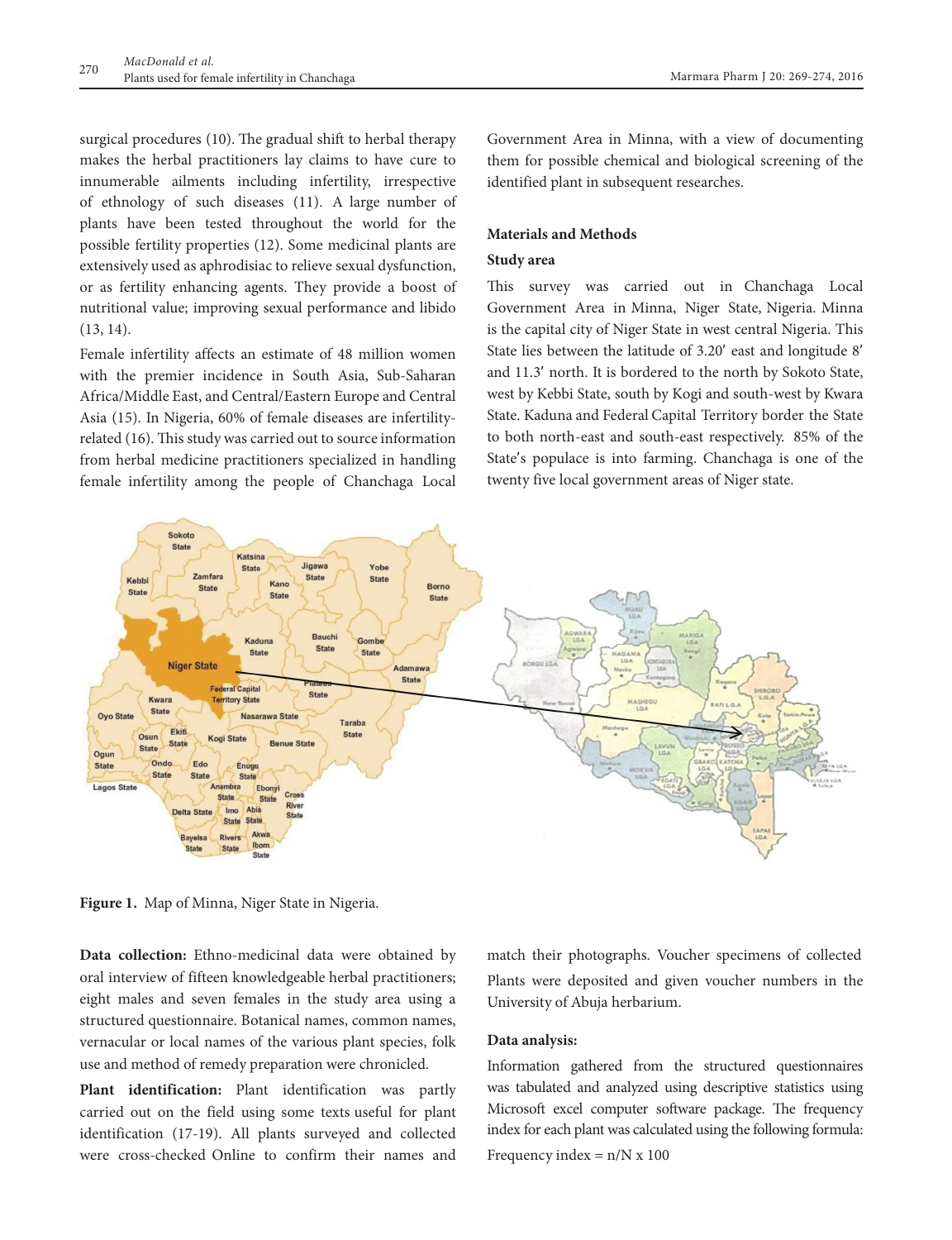surgical procedures (10). The gradual shift to herbal therapy makes the herbal practitioners lay claims to have cure to innumerable ailments including infertility, irrespective of ethnology of such diseases (11). A large number of plants have been tested throughout the world for the possible fertility properties (12). Some medicinal plants are extensively used as aphrodisiac to relieve sexual dysfunction, or as fertility enhancing agents. They provide a boost of nutritional value; improving sexual performance and libido (13, 14).

Female infertility affects an estimate of 48 million women with the premier incidence in South Asia, Sub-Saharan Africa/Middle East, and Central/Eastern Europe and Central Asia (15). In Nigeria, 60% of female diseases are infertility-related (16). This study was carried out to source information from herbal medicine practitioners specialized in handling female infertility among the people of Chanchaga Local Government Area in Minna, with a view of documenting them for possible chemical and biological screening of the identified plant in subsequent researches.

## Materials and Methods

### Study area

This survey was carried out in Chanchaga Local Government Area in Minna, Niger State, Nigeria. Minna is the capital city of Niger State in west central Nigeria. This State lies between the latitude of 3.20′ east and longitude 8′ and 11.3′ north. It is bordered to the north by Sokoto State, west by Kebbi State, south by Kogi and south-west by Kwara State. Kaduna and Federal Capital Territory border the State to both north-east and south-east respectively. 85% of the State's populace is into farming. Chanchaga is one of the twenty five local government areas of Niger state.

**Figure 1.** Map of Minna, Niger State in Nigeria.

**Data collection:** Ethno-medicinal data were obtained by oral interview of fifteen knowledgeable herbal practitioners; eight males and seven females in the study area using a structured questionnaire. Botanical names, common names, vernacular or local names of the various plant species, folk use and method of remedy preparation were chronicled.

**Plant identification:** Plant identification was partly carried out on the field using some texts useful for plant identification (17-19). All plants surveyed and collected were cross-checked Online to confirm their names and match their photographs. Voucher specimens of collected Plants were deposited and given voucher numbers in the University of Abuja herbarium.

### Data analysis:

Information gathered from the structured questionnaires was tabulated and analyzed using descriptive statistics using Microsoft excel computer software package. The frequency index for each plant was calculated using the following formula:

Frequency index = $n/N \times 100$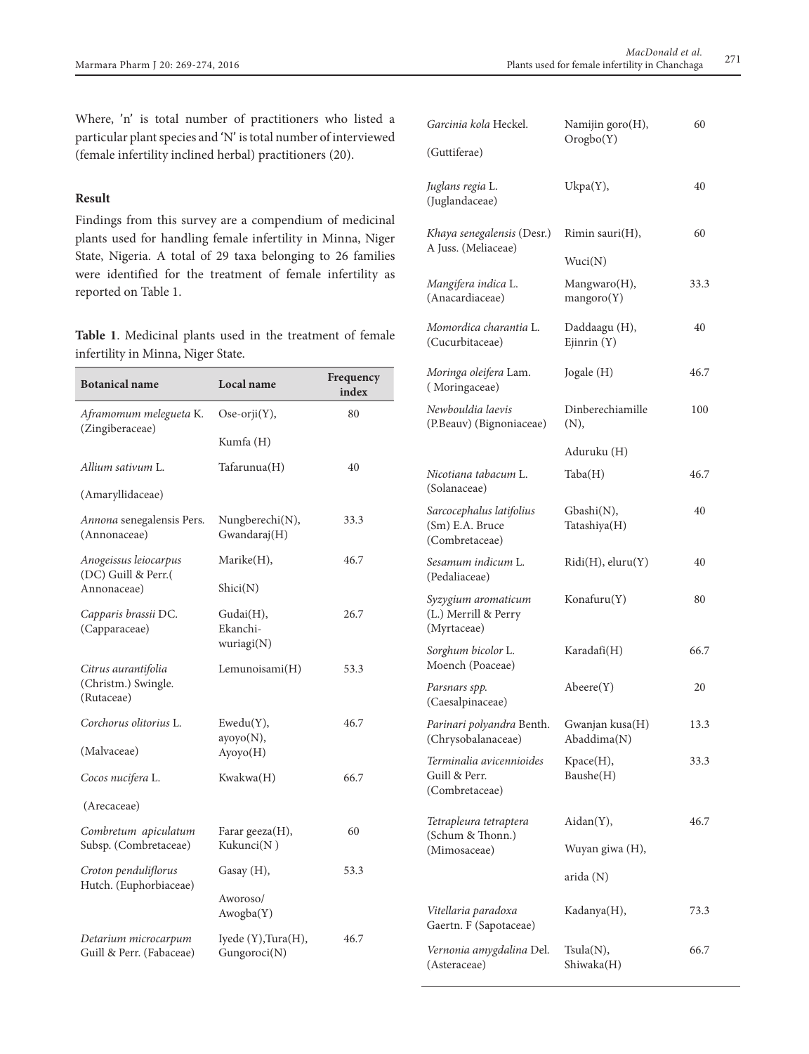Where, 'n' is total number of practitioners who listed a particular plant species and 'N' is total number of interviewed (female infertility inclined herbal) practitioners (20).

### Result

Findings from this survey are a compendium of medicinal plants used for handling female infertility in Minna, Niger State, Nigeria. A total of 29 taxa belonging to 26 families were identified for the treatment of female infertility as reported on Table 1.

**Table 1**. Medicinal plants used in the treatment of female infertility in Minna, Niger State.

| Botanical name | Local name | Frequency index |
|---|---|---|
| *Aframomum melegueta* K. (Zingiberaceae) | Ose-orji(Y), Kumfa (H) | 80 |
| *Allium sativum* L. (Amaryllidaceae) | Tafarunua(H) | 40 |
| *Annona* senegalensis Pers. (Annonaceae) | Nungberechi(N), Gwandaraj(H) | 33.3 |
| *Anogeissus leiocarpus* (DC) Guill & Perr.( Annonaceae) | Marike(H), Shici(N) | 46.7 |
| *Capparis brassii* DC. (Capparaceae) | Gudai(H), Ekanchi-wuriagi(N) | 26.7 |
| *Citrus aurantifolia* (Christm.) Swingle. (Rutaceae) | Lemunoisami(H) | 53.3 |
| *Corchorus olitorius* L. (Malvaceae) | Ewedu(Y), ayoyo(N), Ayoyo(H) | 46.7 |
| *Cocos nucifera* L. (Arecaceae) | Kwakwa(H) | 66.7 |
| *Combretum apiculatum* Subsp. (Combretaceae) | Farar geeza(H), Kukunci(N ) | 60 |
| *Croton penduliflorus* Hutch. (Euphorbiaceae) | Gasay (H), Aworoso/ Awogba(Y) | 53.3 |
| *Detarium microcarpum* Guill & Perr. (Fabaceae) | Iyede (Y),Tura(H), Gungoroci(N) | 46.7 |
| *Garcinia kola* Heckel. (Guttiferae) | Namijin goro(H), Orogbo(Y) | 60 |
| *Juglans regia* L. (Juglandaceae) | Ukpa(Y), | 40 |
| *Khaya senegalensis* (Desr.) A Juss. (Meliaceae) | Rimin sauri(H), Wuci(N) | 60 |
| *Mangifera indica* L. (Anacardiaceae) | Mangwaro(H), mangoro(Y) | 33.3 |
| *Momordica charantia* L. (Cucurbitaceae) | Daddaagu (H), Ejinrin (Y) | 40 |
| *Moringa oleifera* Lam. ( Moringaceae) | Jogale (H) | 46.7 |
| *Newbouldia laevis* (P.Beauv) (Bignoniaceae) | Dinberechiamille (N), Aduruku (H) | 100 |
| *Nicotiana tabacum* L. (Solanaceae) | Taba(H) | 46.7 |
| *Sarcocephalus latifolius* (Sm) E.A. Bruce (Combretaceae) | Gbashi(N), Tatashiya(H) | 40 |
| *Sesamum indicum* L. (Pedaliaceae) | Ridi(H), eluru(Y) | 40 |
| *Syzygium aromaticum* (L.) Merrill & Perry (Myrtaceae) | Konafuru(Y) | 80 |
| *Sorghum bicolor* L. Moench (Poaceae) | Karadafi(H) | 66.7 |
| *Parsnars spp.* (Caesalpinaceae) | Abeere(Y) | 20 |
| *Parinari polyandra* Benth. (Chrysobalanaceae) | Gwanjan kusa(H) Abaddima(N) | 13.3 |
| *Terminalia avicennioides* Guill & Perr. (Combretaceae) | Kpace(H), Baushe(H) | 33.3 |
| *Tetrapleura tetraptera* (Schum & Thonn.) (Mimosaceae) | Aidan(Y), Wuyan giwa (H), arida (N) | 46.7 |
| *Vitellaria paradoxa* Gaertn. F (Sapotaceae) | Kadanya(H), | 73.3 |
| *Vernonia amygdalina* Del. (Asteraceae) | Tsula(N), Shiwaka(H) | 66.7 |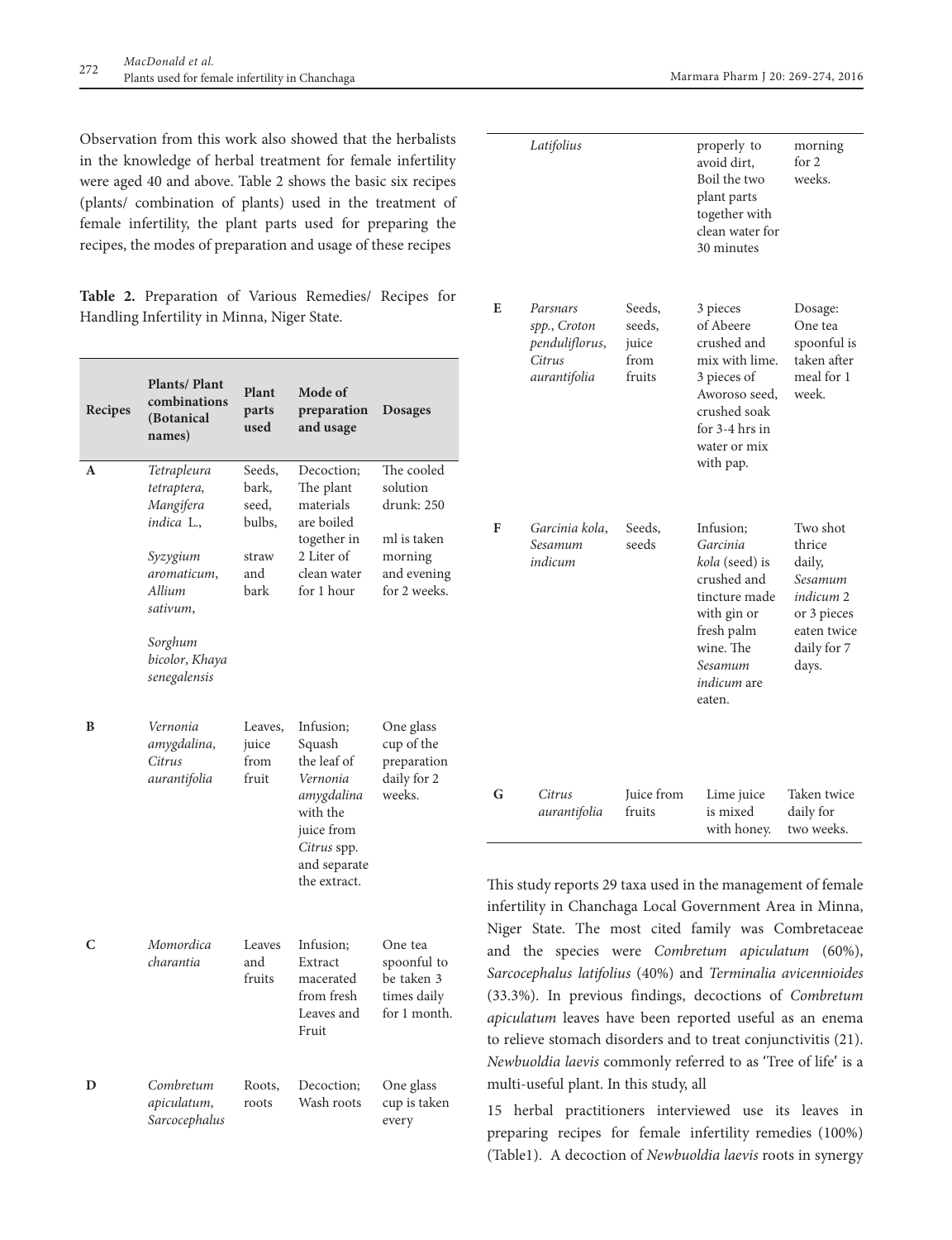Observation from this work also showed that the herbalists in the knowledge of herbal treatment for female infertility were aged 40 and above. Table 2 shows the basic six recipes (plants/ combination of plants) used in the treatment of female infertility, the plant parts used for preparing the recipes, the modes of preparation and usage of these recipes

**Table 2.** Preparation of Various Remedies/ Recipes for Handling Infertility in Minna, Niger State.

| Recipes | Plants/ Plant combinations (Botanical names) | Plant parts used | Mode of preparation and usage | Dosages |
|---|---|---|---|---|
| A | *Tetrapleura tetraptera*, *Mangifera indica* L., *Syzygium aromaticum*, *Allium sativum*, *Sorghum bicolor*, *Khaya senegalensis* | Seeds, bark, seed, bulbs, straw and bark | Decoction; The plant materials are boiled together in 2 Liter of clean water for 1 hour | The cooled solution drunk: 250 ml is taken morning and evening for 2 weeks. |
| B | *Vernonia amygdalina*, *Citrus aurantifolia* | Leaves, juice from fruit | Infusion; Squash the leaf of *Vernonia amygdalina* with the juice from *Citrus* spp. and separate the extract. | One glass cup of the preparation daily for 2 weeks. |
| C | *Momordica charantia* | Leaves and fruits | Infusion; Extract macerated from fresh Leaves and Fruit | One tea spoonful to be taken 3 times daily for 1 month. |
| D | *Combretum apiculatum*, *Sarcocephalus Latifolius* | Roots, roots | Decoction; Wash roots properly to avoid dirt, Boil the two plant parts together with clean water for 30 minutes | One glass cup is taken every morning for 2 weeks. |
| E | *Parsnars spp.*, *Croton penduliflorus*, *Citrus aurantifolia* | Seeds, seeds, juice from fruits | 3 pieces of Abeere crushed and mix with lime. 3 pieces of Aworoso seed, crushed soak for 3-4 hrs in water or mix with pap. | Dosage: One tea spoonful is taken after meal for 1 week. |
| F | *Garcinia kola*, *Sesamum indicum* | Seeds, seeds | Infusion; *Garcinia kola* (seed) is crushed and tincture made with gin or fresh palm wine. The *Sesamum indicum* are eaten. | Two shot thrice daily, *Sesamum indicum* 2 or 3 pieces eaten twice daily for 7 days. |
| G | *Citrus aurantifolia* | Juice from fruits | Lime juice is mixed with honey. | Taken twice daily for two weeks. |

This study reports 29 taxa used in the management of female infertility in Chanchaga Local Government Area in Minna, Niger State. The most cited family was Combretaceae and the species were *Combretum apiculatum* (60%), *Sarcocephalus latifolius* (40%) and *Terminalia avicennioides* (33.3%). In previous findings, decoctions of *Combretum apiculatum* leaves have been reported useful as an enema to relieve stomach disorders and to treat conjunctivitis (21). *Newbuoldia laevis* commonly referred to as 'Tree of life' is a multi-useful plant. In this study, all

15 herbal practitioners interviewed use its leaves in preparing recipes for female infertility remedies (100%) (Table1). A decoction of *Newbuoldia laevis* roots in synergy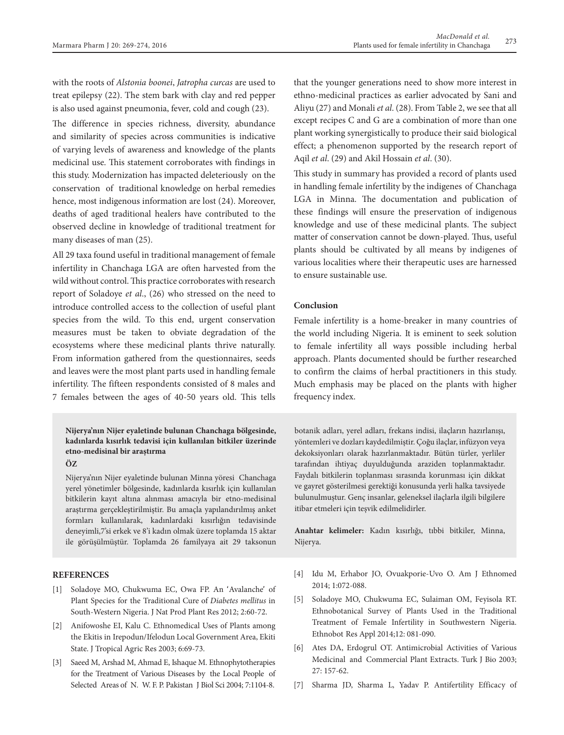with the roots of *Alstonia boonei*, *Jatropha curcas* are used to treat epilepsy (22). The stem bark with clay and red pepper is also used against pneumonia, fever, cold and cough (23).

The difference in species richness, diversity, abundance and similarity of species across communities is indicative of varying levels of awareness and knowledge of the plants medicinal use. This statement corroborates with findings in this study. Modernization has impacted deleteriously on the conservation of traditional knowledge on herbal remedies hence, most indigenous information are lost (24). Moreover, deaths of aged traditional healers have contributed to the observed decline in knowledge of traditional treatment for many diseases of man (25).

All 29 taxa found useful in traditional management of female infertility in Chanchaga LGA are often harvested from the wild without control. This practice corroborates with research report of Soladoye *et al*., (26) who stressed on the need to introduce controlled access to the collection of useful plant species from the wild. To this end, urgent conservation measures must be taken to obviate degradation of the ecosystems where these medicinal plants thrive naturally. From information gathered from the questionnaires, seeds and leaves were the most plant parts used in handling female infertility. The fifteen respondents consisted of 8 males and 7 females between the ages of 40-50 years old. This tells that the younger generations need to show more interest in ethno-medicinal practices as earlier advocated by Sani and Aliyu (27) and Monali *et al*. (28). From Table 2, we see that all except recipes C and G are a combination of more than one plant working synergistically to produce their said biological effect; a phenomenon supported by the research report of Aqil *et al*. (29) and Akil Hossain *et al*. (30).

This study in summary has provided a record of plants used in handling female infertility by the indigenes of Chanchaga LGA in Minna. The documentation and publication of these findings will ensure the preservation of indigenous knowledge and use of these medicinal plants. The subject matter of conservation cannot be down-played. Thus, useful plants should be cultivated by all means by indigenes of various localities where their therapeutic uses are harnessed to ensure sustainable use.

## Conclusion

Female infertility is a home-breaker in many countries of the world including Nigeria. It is eminent to seek solution to female infertility all ways possible including herbal approach. Plants documented should be further researched to confirm the claims of herbal practitioners in this study. Much emphasis may be placed on the plants with higher frequency index.

**Nijerya'nın Nijer eyaletinde bulunan Chanchaga bölgesinde, kadınlarda kısırlık tedavisi için kullanılan bitkiler üzerinde etno-medisinal bir araştırma**

**ÖZ**

Nijerya'nın Nijer eyaletinde bulunan Minna yöresi Chanchaga yerel yönetimler bölgesinde, kadınlarda kısırlık için kullanılan bitkilerin kayıt altına alınması amacıyla bir etno-medisinal araştırma gerçekleştirilmiştir. Bu amaçla yapılandırılmış anket formları kullanılarak, kadınlardaki kısırlığın tedavisinde deneyimli,7'si erkek ve 8'i kadın olmak üzere toplamda 15 aktar ile görüşülmüştür. Toplamda 26 familyaya ait 29 taksonun botanik adları, yerel adları, frekans indisi, ilaçların hazırlanışı, yöntemleri ve dozları kaydedilmiştir. Çoğu ilaçlar, infüzyon veya dekoksiyonları olarak hazırlanmaktadır. Bütün türler, yerliler tarafından ihtiyaç duyulduğunda araziden toplanmaktadır. Faydalı bitkilerin toplanması sırasında korunması için dikkat ve gayret gösterilmesi gerektiği konusunda yerli halka tavsiyede bulunulmuştur. Genç insanlar, geleneksel ilaçlarla ilgili bilgilere itibar etmeleri için teşvik edilmelidirler.

**Anahtar kelimeler:** Kadın kısırlığı, tıbbi bitkiler, Minna, Nijerya.

## REFERENCES

[1] Soladoye MO, Chukwuma EC, Owa FP. An 'Avalanche' of Plant Species for the Traditional Cure of *Diabetes mellitus* in South-Western Nigeria. J Nat Prod Plant Res 2012; 2:60-72.

[2] Anifowoshe EI, Kalu C. Ethnomedical Uses of Plants among the Ekitis in Irepodun/Ifelodun Local Government Area, Ekiti State. J Tropical Agric Res 2003; 6:69-73.

[3] Saeed M, Arshad M, Ahmad E, Ishaque M. Ethnophytotherapies for the Treatment of Various Diseases by the Local People of Selected Areas of N. W. F. P. Pakistan J Biol Sci 2004; 7:1104-8.

[4] Idu M, Erhabor JO, Ovuakporie-Uvo O. Am J Ethnomed 2014; 1:072-088.

[5] Soladoye MO, Chukwuma EC, Sulaiman OM, Feyisola RT. Ethnobotanical Survey of Plants Used in the Traditional Treatment of Female Infertility in Southwestern Nigeria. Ethnobot Res Appl 2014;12: 081-090.

[6] Ates DA, Erdogrul OT. Antimicrobial Activities of Various Medicinal and Commercial Plant Extracts. Turk J Bio 2003; 27: 157-62.

[7] Sharma JD, Sharma L, Yadav P. Antifertility Efficacy of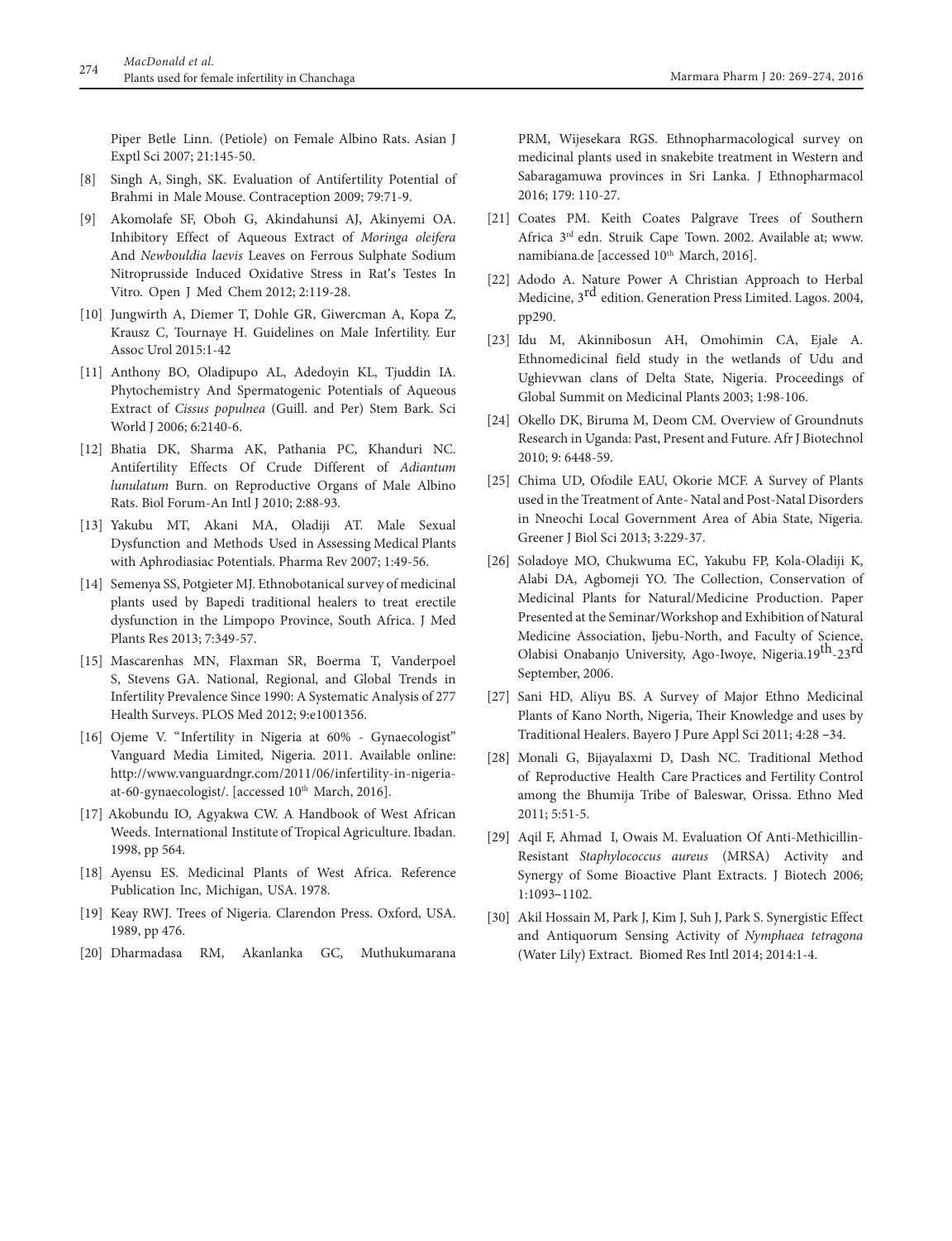Piper Betle Linn. (Petiole) on Female Albino Rats. Asian J Exptl Sci 2007; 21:145-50.

[8] Singh A, Singh, SK. Evaluation of Antifertility Potential of Brahmi in Male Mouse. Contraception 2009; 79:71-9.

[9] Akomolafe SF, Oboh G, Akindahunsi AJ, Akinyemi OA. Inhibitory Effect of Aqueous Extract of *Moringa oleifera* And *Newbouldia laevis* Leaves on Ferrous Sulphate Sodium Nitroprusside Induced Oxidative Stress in Rat's Testes In Vitro. Open J Med Chem 2012; 2:119-28.

[10] Jungwirth A, Diemer T, Dohle GR, Giwercman A, Kopa Z, Krausz C, Tournaye H. Guidelines on Male Infertility. Eur Assoc Urol 2015:1-42

[11] Anthony BO, Oladipupo AL, Adedoyin KL, Tjuddin IA. Phytochemistry And Spermatogenic Potentials of Aqueous Extract of *Cissus populnea* (Guill. and Per) Stem Bark. Sci World J 2006; 6:2140-6.

[12] Bhatia DK, Sharma AK, Pathania PC, Khanduri NC. Antifertility Effects Of Crude Different of *Adiantum lunulatum* Burn. on Reproductive Organs of Male Albino Rats. Biol Forum-An Intl J 2010; 2:88-93.

[13] Yakubu MT, Akani MA, Oladiji AT. Male Sexual Dysfunction and Methods Used in Assessing Medical Plants with Aphrodiasiac Potentials. Pharma Rev 2007; 1:49-56.

[14] Semenya SS, Potgieter MJ. Ethnobotanical survey of medicinal plants used by Bapedi traditional healers to treat erectile dysfunction in the Limpopo Province, South Africa. J Med Plants Res 2013; 7:349-57.

[15] Mascarenhas MN, Flaxman SR, Boerma T, Vanderpoel S, Stevens GA. National, Regional, and Global Trends in Infertility Prevalence Since 1990: A Systematic Analysis of 277 Health Surveys. PLOS Med 2012; 9:e1001356.

[16] Ojeme V. "Infertility in Nigeria at 60% - Gynaecologist" Vanguard Media Limited, Nigeria. 2011. Available online: http://www.vanguardngr.com/2011/06/infertility-in-nigeria-at-60-gynaecologist/. [accessed 10th March, 2016].

[17] Akobundu IO, Agyakwa CW. A Handbook of West African Weeds. International Institute of Tropical Agriculture. Ibadan. 1998, pp 564.

[18] Ayensu ES. Medicinal Plants of West Africa. Reference Publication Inc, Michigan, USA. 1978.

[19] Keay RWJ. Trees of Nigeria. Clarendon Press. Oxford, USA. 1989, pp 476.

[20] Dharmadasa RM, Akanlanka GC, Muthukumarana PRM, Wijesekara RGS. Ethnopharmacological survey on medicinal plants used in snakebite treatment in Western and Sabaragamuwa provinces in Sri Lanka. J Ethnopharmacol 2016; 179: 110-27.

[21] Coates PM. Keith Coates Palgrave Trees of Southern Africa 3rd edn. Struik Cape Town. 2002. Available at; www.namibiana.de [accessed 10th March, 2016].

[22] Adodo A. Nature Power A Christian Approach to Herbal Medicine, 3rd edition. Generation Press Limited. Lagos. 2004, pp290.

[23] Idu M, Akinnibosun AH, Omohimin CA, Ejale A. Ethnomedicinal field study in the wetlands of Udu and Ughievwan clans of Delta State, Nigeria. Proceedings of Global Summit on Medicinal Plants 2003; 1:98-106.

[24] Okello DK, Biruma M, Deom CM. Overview of Groundnuts Research in Uganda: Past, Present and Future. Afr J Biotechnol 2010; 9: 6448-59.

[25] Chima UD, Ofodile EAU, Okorie MCF. A Survey of Plants used in the Treatment of Ante- Natal and Post-Natal Disorders in Nneochi Local Government Area of Abia State, Nigeria. Greener J Biol Sci 2013; 3:229-37.

[26] Soladoye MO, Chukwuma EC, Yakubu FP, Kola-Oladiji K, Alabi DA, Agbomeji YO. The Collection, Conservation of Medicinal Plants for Natural/Medicine Production. Paper Presented at the Seminar/Workshop and Exhibition of Natural Medicine Association, Ijebu-North, and Faculty of Science, Olabisi Onabanjo University, Ago-Iwoye, Nigeria.19th-23rd September, 2006.

[27] Sani HD, Aliyu BS. A Survey of Major Ethno Medicinal Plants of Kano North, Nigeria, Their Knowledge and uses by Traditional Healers. Bayero J Pure Appl Sci 2011; 4:28 –34.

[28] Monali G, Bijayalaxmi D, Dash NC. Traditional Method of Reproductive Health Care Practices and Fertility Control among the Bhumija Tribe of Baleswar, Orissa. Ethno Med 2011; 5:51-5.

[29] Aqil F, Ahmad I, Owais M. Evaluation Of Anti-Methicillin-Resistant *Staphylococcus aureus* (MRSA) Activity and Synergy of Some Bioactive Plant Extracts. J Biotech 2006; 1:1093–1102.

[30] Akil Hossain M, Park J, Kim J, Suh J, Park S. Synergistic Effect and Antiquorum Sensing Activity of *Nymphaea tetragona* (Water Lily) Extract. Biomed Res Intl 2014; 2014:1-4.